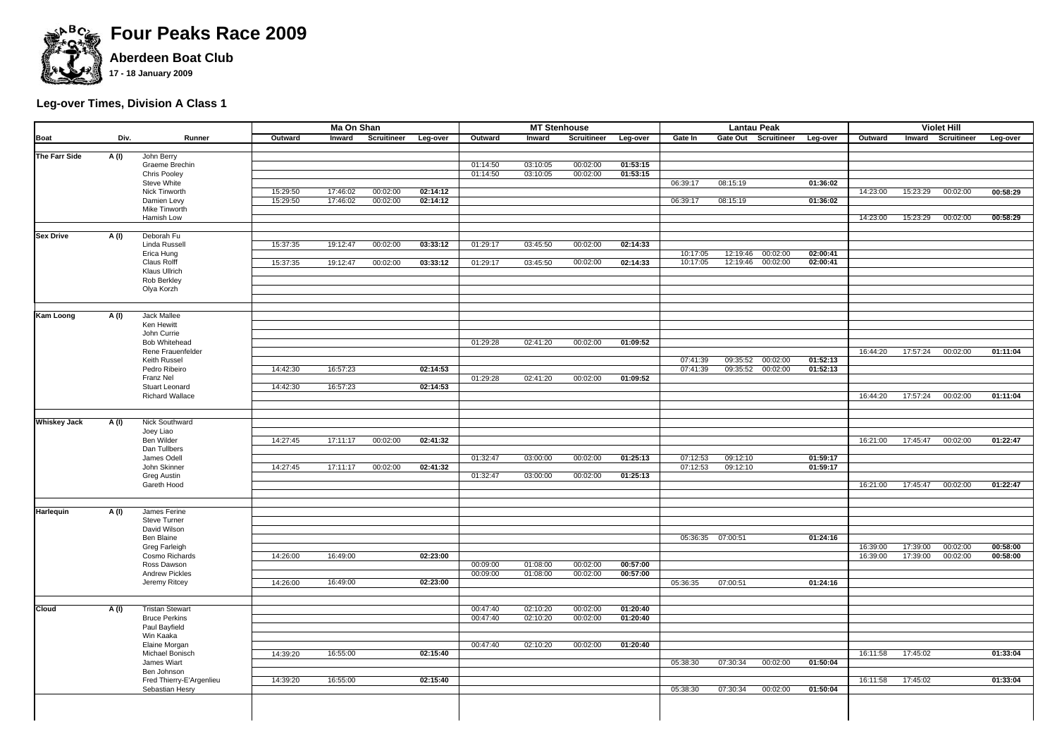# Four Peaks Race 2009

## Aberdeen Boat Club

**17 - 18 January 2009**

### Leg-over Times, Division A Class 1

| | | | Ma On Shan | | | | MT Stenhouse | | | | Lantau Peak | | | | Violet Hill | | | |
|---|---|---|---|---|---|---|---|---|---|---|---|---|---|---|---|---|---|---|
| **Boat** | **Div.** | **Runner** | **Outward** | **Inward** | **Scruitineer** | **Leg-over** | **Outward** | **Inward** | **Scruitineer** | **Leg-over** | **Gate In** | **Gate Out** | **Scruitineer** | **Leg-over** | **Outward** | **Inward** | **Scruitineer** | **Leg-over** |
| **The Farr Side** | **A (I)** | John Berry | | | | | | | | | | | | | | | | |
| | | Graeme Brechin | | | | | 01:14:50 | 03:10:05 | 00:02:00 | **01:53:15** | | | | | | | | |
| | | Chris Pooley | | | | | 01:14:50 | 03:10:05 | 00:02:00 | **01:53:15** | | | | | | | | |
| | | Steve White | | | | | | | | | 06:39:17 | 08:15:19 | | **01:36:02** | | | | |
| | | Nick Tinworth | 15:29:50 | 17:46:02 | 00:02:00 | **02:14:12** | | | | | | | | | 14:23:00 | 15:23:29 | 00:02:00 | **00:58:29** |
| | | Damien Levy | 15:29:50 | 17:46:02 | 00:02:00 | **02:14:12** | | | | | 06:39:17 | 08:15:19 | | **01:36:02** | | | | |
| | | Mike Tinworth | | | | | | | | | | | | | | | | |
| | | Hamish Low | | | | | | | | | | | | | 14:23:00 | 15:23:29 | 00:02:00 | **00:58:29** |
| **Sex Drive** | **A (I)** | Deborah Fu | | | | | | | | | | | | | | | | |
| | | Linda Russell | 15:37:35 | 19:12:47 | 00:02:00 | **03:33:12** | 01:29:17 | 03:45:50 | 00:02:00 | **02:14:33** | | | | | | | | |
| | | Erica Hung | | | | | | | | | 10:17:05 | 12:19:46 | 00:02:00 | **02:00:41** | | | | |
| | | Claus Rolff | 15:37:35 | 19:12:47 | 00:02:00 | **03:33:12** | 01:29:17 | 03:45:50 | 00:02:00 | **02:14:33** | 10:17:05 | 12:19:46 | 00:02:00 | **02:00:41** | | | | |
| | | Klaus Ullrich | | | | | | | | | | | | | | | | |
| | | Rob Berkley | | | | | | | | | | | | | | | | |
| | | Olya Korzh | | | | | | | | | | | | | | | | |
| **Kam Loong** | **A (I)** | Jack Mallee | | | | | | | | | | | | | | | | |
| | | Ken Hewitt | | | | | | | | | | | | | | | | |
| | | John Currie | | | | | | | | | | | | | | | | |
| | | Bob Whitehead | | | | | 01:29:28 | 02:41:20 | 00:02:00 | **01:09:52** | | | | | | | | |
| | | Rene Frauenfelder | | | | | | | | | | | | | 16:44:20 | 17:57:24 | 00:02:00 | **01:11:04** |
| | | Keith Russel | | | | | | | | | 07:41:39 | 09:35:52 | 00:02:00 | **01:52:13** | | | | |
| | | Pedro Ribeiro | 14:42:30 | 16:57:23 | | **02:14:53** | | | | | 07:41:39 | 09:35:52 | 00:02:00 | **01:52:13** | | | | |
| | | Franz Nel | | | | | 01:29:28 | 02:41:20 | 00:02:00 | **01:09:52** | | | | | | | | |
| | | Stuart Leonard | 14:42:30 | 16:57:23 | | **02:14:53** | | | | | | | | | | | | |
| | | Richard Wallace | | | | | | | | | | | | | 16:44:20 | 17:57:24 | 00:02:00 | **01:11:04** |
| **Whiskey Jack** | **A (I)** | Nick Southward | | | | | | | | | | | | | | | | |
| | | Joey Liao | | | | | | | | | | | | | | | | |
| | | Ben Wilder | 14:27:45 | 17:11:17 | 00:02:00 | **02:41:32** | | | | | | | | | 16:21:00 | 17:45:47 | 00:02:00 | **01:22:47** |
| | | Dan Tullbers | | | | | | | | | | | | | | | | |
| | | James Odell | | | | | 01:32:47 | 03:00:00 | 00:02:00 | **01:25:13** | 07:12:53 | 09:12:10 | | **01:59:17** | | | | |
| | | John Skinner | 14:27:45 | 17:11:17 | 00:02:00 | **02:41:32** | | | | | 07:12:53 | 09:12:10 | | **01:59:17** | | | | |
| | | Greg Austin | | | | | 01:32:47 | 03:00:00 | 00:02:00 | **01:25:13** | | | | | | | | |
| | | Gareth Hood | | | | | | | | | | | | | 16:21:00 | 17:45:47 | 00:02:00 | **01:22:47** |
| **Harlequin** | **A (I)** | James Ferine | | | | | | | | | | | | | | | | |
| | | Steve Turner | | | | | | | | | | | | | | | | |
| | | David Wilson | | | | | | | | | | | | | | | | |
| | | Ben Blaine | | | | | | | | | 05:36:35 | 07:00:51 | | **01:24:16** | | | | |
| | | Greg Farleigh | | | | | | | | | | | | | 16:39:00 | 17:39:00 | 00:02:00 | **00:58:00** |
| | | Cosmo Richards | 14:26:00 | 16:49:00 | | **02:23:00** | | | | | | | | | 16:39:00 | 17:39:00 | 00:02:00 | **00:58:00** |
| | | Ross Dawson | | | | | 00:09:00 | 01:08:00 | 00:02:00 | **00:57:00** | | | | | | | | |
| | | Andrew Pickles | | | | | 00:09:00 | 01:08:00 | 00:02:00 | **00:57:00** | | | | | | | | |
| | | Jeremy Ritcey | 14:26:00 | 16:49:00 | | **02:23:00** | | | | | 05:36:35 | 07:00:51 | | **01:24:16** | | | | |
| **Cloud** | **A (I)** | Tristan Stewart | | | | | 00:47:40 | 02:10:20 | 00:02:00 | **01:20:40** | | | | | | | | |
| | | Bruce Perkins | | | | | 00:47:40 | 02:10:20 | 00:02:00 | **01:20:40** | | | | | | | | |
| | | Paul Bayfield | | | | | | | | | | | | | | | | |
| | | Win Kaaka | | | | | | | | | | | | | | | | |
| | | Elaine Morgan | | | | | 00:47:40 | 02:10:20 | 00:02:00 | **01:20:40** | | | | | | | | |
| | | Michael Bonisch | 14:39:20 | 16:55:00 | | **02:15:40** | | | | | | | | | 16:11:58 | 17:45:02 | | **01:33:04** |
| | | James Wiart | | | | | | | | | 05:38:30 | 07:30:34 | 00:02:00 | **01:50:04** | | | | |
| | | Ben Johnson | | | | | | | | | | | | | | | | |
| | | Fred Thierry-E'Argenlieu | 14:39:20 | 16:55:00 | | **02:15:40** | | | | | | | | | 16:11:58 | 17:45:02 | | **01:33:04** |
| | | Sebastian Hesry | | | | | | | | | 05:38:30 | 07:30:34 | 00:02:00 | **01:50:04** | | | | |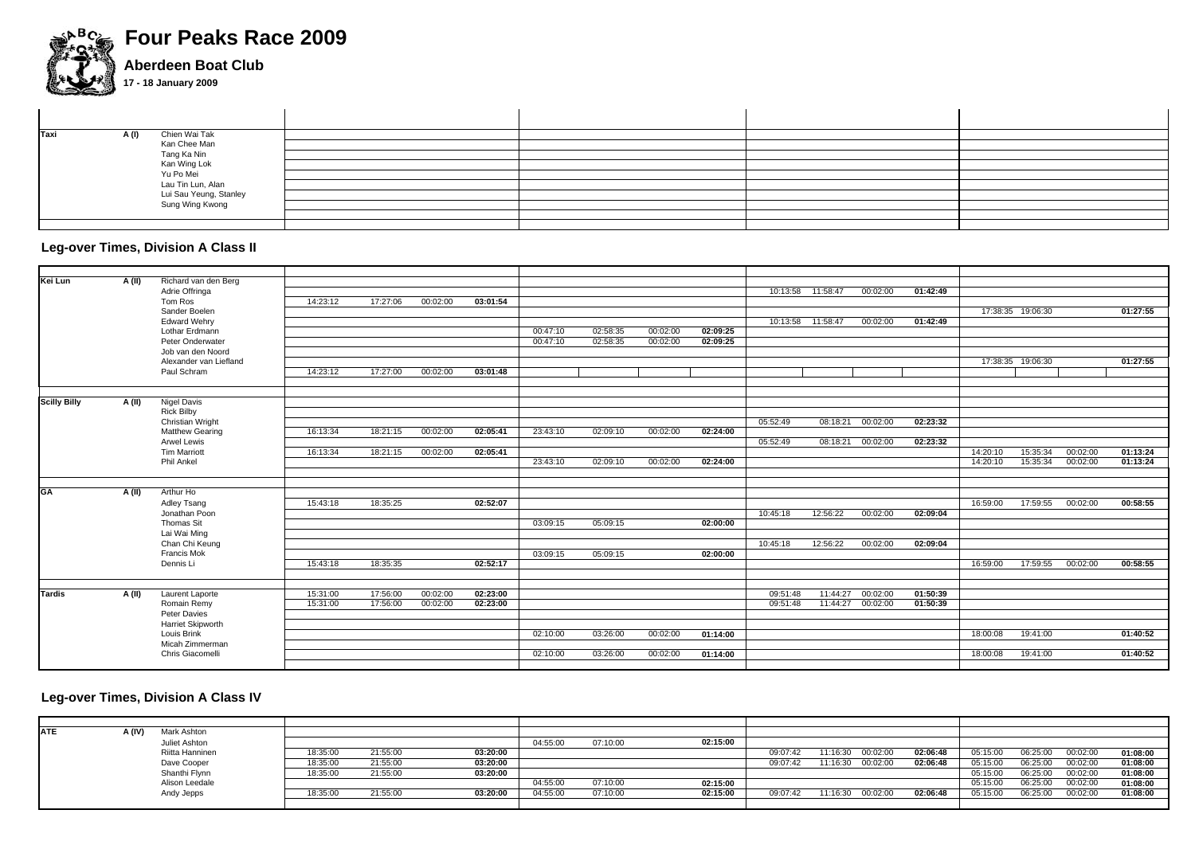# Four Peaks Race 2009

## Aberdeen Boat Club

**17 - 18 January 2009**

| | | | | | | | | | | | | | | | | | | |
|---|---|---|---|---|---|---|---|---|---|---|---|---|---|---|---|---|---|---|
| **Taxi** | **A (I)** | Chien Wai Tak | | | | | | | | | | | | | | | | |
| | | Kan Chee Man | | | | | | | | | | | | | | | | |
| | | Tang Ka Nin | | | | | | | | | | | | | | | | |
| | | Kan Wing Lok | | | | | | | | | | | | | | | | |
| | | Yu Po Mei | | | | | | | | | | | | | | | | |
| | | Lau Tin Lun, Alan | | | | | | | | | | | | | | | | |
| | | Lui Sau Yeung, Stanley | | | | | | | | | | | | | | | | |
| | | Sung Wing Kwong | | | | | | | | | | | | | | | | |

### Leg-over Times, Division A Class II

| | | | | | | | | | | | | | | | | | | |
|---|---|---|---|---|---|---|---|---|---|---|---|---|---|---|---|---|---|---|
| **Kei Lun** | **A (II)** | Richard van den Berg | | | | | | | | | | | | | | | | |
| | | Adrie Offringa | | | | | | | | | 10:13:58 | 11:58:47 | 00:02:00 | **01:42:49** | | | | |
| | | Tom Ros | 14:23:12 | 17:27:06 | 00:02:00 | **03:01:54** | | | | | | | | | | | | |
| | | Sander Boelen | | | | | | | | | | | | | 17:38:35 | 19:06:30 | | **01:27:55** |
| | | Edward Wehry | | | | | | | | | 10:13:58 | 11:58:47 | 00:02:00 | **01:42:49** | | | | |
| | | Lothar Erdmann | | | | | 00:47:10 | 02:58:35 | 00:02:00 | **02:09:25** | | | | | | | | |
| | | Peter Onderwater | | | | | 00:47:10 | 02:58:35 | 00:02:00 | **02:09:25** | | | | | | | | |
| | | Job van den Noord | | | | | | | | | | | | | | | | |
| | | Alexander van Liefland | | | | | | | | | | | | | 17:38:35 | 19:06:30 | | **01:27:55** |
| | | Paul Schram | 14:23:12 | 17:27:00 | 00:02:00 | **03:01:48** | | | | | | | | | | | | |
| **Scilly Billy** | **A (II)** | Nigel Davis | | | | | | | | | | | | | | | | |
| | | Rick Bilby | | | | | | | | | | | | | | | | |
| | | Christian Wright | | | | | | | | | 05:52:49 | 08:18:21 | 00:02:00 | **02:23:32** | | | | |
| | | Matthew Gearing | 16:13:34 | 18:21:15 | 00:02:00 | **02:05:41** | 23:43:10 | 02:09:10 | 00:02:00 | **02:24:00** | | | | | | | | |
| | | Arwel Lewis | | | | | | | | | 05:52:49 | 08:18:21 | 00:02:00 | **02:23:32** | | | | |
| | | Tim Marriott | 16:13:34 | 18:21:15 | 00:02:00 | **02:05:41** | | | | | | | | | 14:20:10 | 15:35:34 | 00:02:00 | **01:13:24** |
| | | Phil Ankel | | | | | 23:43:10 | 02:09:10 | 00:02:00 | **02:24:00** | | | | | 14:20:10 | 15:35:34 | 00:02:00 | **01:13:24** |
| **GA** | **A (II)** | Arthur Ho | | | | | | | | | | | | | | | | |
| | | Adley Tsang | 15:43:18 | 18:35:25 | | **02:52:07** | | | | | | | | | 16:59:00 | 17:59:55 | 00:02:00 | **00:58:55** |
| | | Jonathan Poon | | | | | | | | | 10:45:18 | 12:56:22 | 00:02:00 | **02:09:04** | | | | |
| | | Thomas Sit | | | | | 03:09:15 | 05:09:15 | | **02:00:00** | | | | | | | | |
| | | Lai Wai Ming | | | | | | | | | | | | | | | | |
| | | Chan Chi Keung | | | | | | | | | 10:45:18 | 12:56:22 | 00:02:00 | **02:09:04** | | | | |
| | | Francis Mok | | | | | 03:09:15 | 05:09:15 | | **02:00:00** | | | | | | | | |
| | | Dennis Li | 15:43:18 | 18:35:35 | | **02:52:17** | | | | | | | | | 16:59:00 | 17:59:55 | 00:02:00 | **00:58:55** |
| **Tardis** | **A (II)** | Laurent Laporte | 15:31:00 | 17:56:00 | 00:02:00 | **02:23:00** | | | | | 09:51:48 | 11:44:27 | 00:02:00 | **01:50:39** | | | | |
| | | Romain Remy | 15:31:00 | 17:56:00 | 00:02:00 | **02:23:00** | | | | | 09:51:48 | 11:44:27 | 00:02:00 | **01:50:39** | | | | |
| | | Peter Davies | | | | | | | | | | | | | | | | |
| | | Harriet Skipworth | | | | | | | | | | | | | | | | |
| | | Louis Brink | | | | | 02:10:00 | 03:26:00 | 00:02:00 | **01:14:00** | | | | | 18:00:08 | 19:41:00 | | **01:40:52** |
| | | Micah Zimmerman | | | | | | | | | | | | | | | | |
| | | Chris Giacomelli | | | | | 02:10:00 | 03:26:00 | 00:02:00 | **01:14:00** | | | | | 18:00:08 | 19:41:00 | | **01:40:52** |

### Leg-over Times, Division A Class IV

| | | | | | | | | | | | | | | | | | | |
|---|---|---|---|---|---|---|---|---|---|---|---|---|---|---|---|---|---|---|
| **ATE** | **A (IV)** | Mark Ashton | | | | | | | | | | | | | | | | |
| | | Juliet Ashton | | | | | 04:55:00 | 07:10:00 | | **02:15:00** | | | | | | | | |
| | | Riitta Hanninen | 18:35:00 | 21:55:00 | | **03:20:00** | | | | | 09:07:42 | 11:16:30 | 00:02:00 | **02:06:48** | 05:15:00 | 06:25:00 | 00:02:00 | **01:08:00** |
| | | Dave Cooper | 18:35:00 | 21:55:00 | | **03:20:00** | | | | | 09:07:42 | 11:16:30 | 00:02:00 | **02:06:48** | 05:15:00 | 06:25:00 | 00:02:00 | **01:08:00** |
| | | Shanthi Flynn | 18:35:00 | 21:55:00 | | **03:20:00** | | | | | | | | | 05:15:00 | 06:25:00 | 00:02:00 | **01:08:00** |
| | | Alison Leedale | | | | | 04:55:00 | 07:10:00 | | **02:15:00** | | | | | 05:15:00 | 06:25:00 | 00:02:00 | **01:08:00** |
| | | Andy Jepps | 18:35:00 | 21:55:00 | | **03:20:00** | 04:55:00 | 07:10:00 | | **02:15:00** | 09:07:42 | 11:16:30 | 00:02:00 | **02:06:48** | 05:15:00 | 06:25:00 | 00:02:00 | **01:08:00** |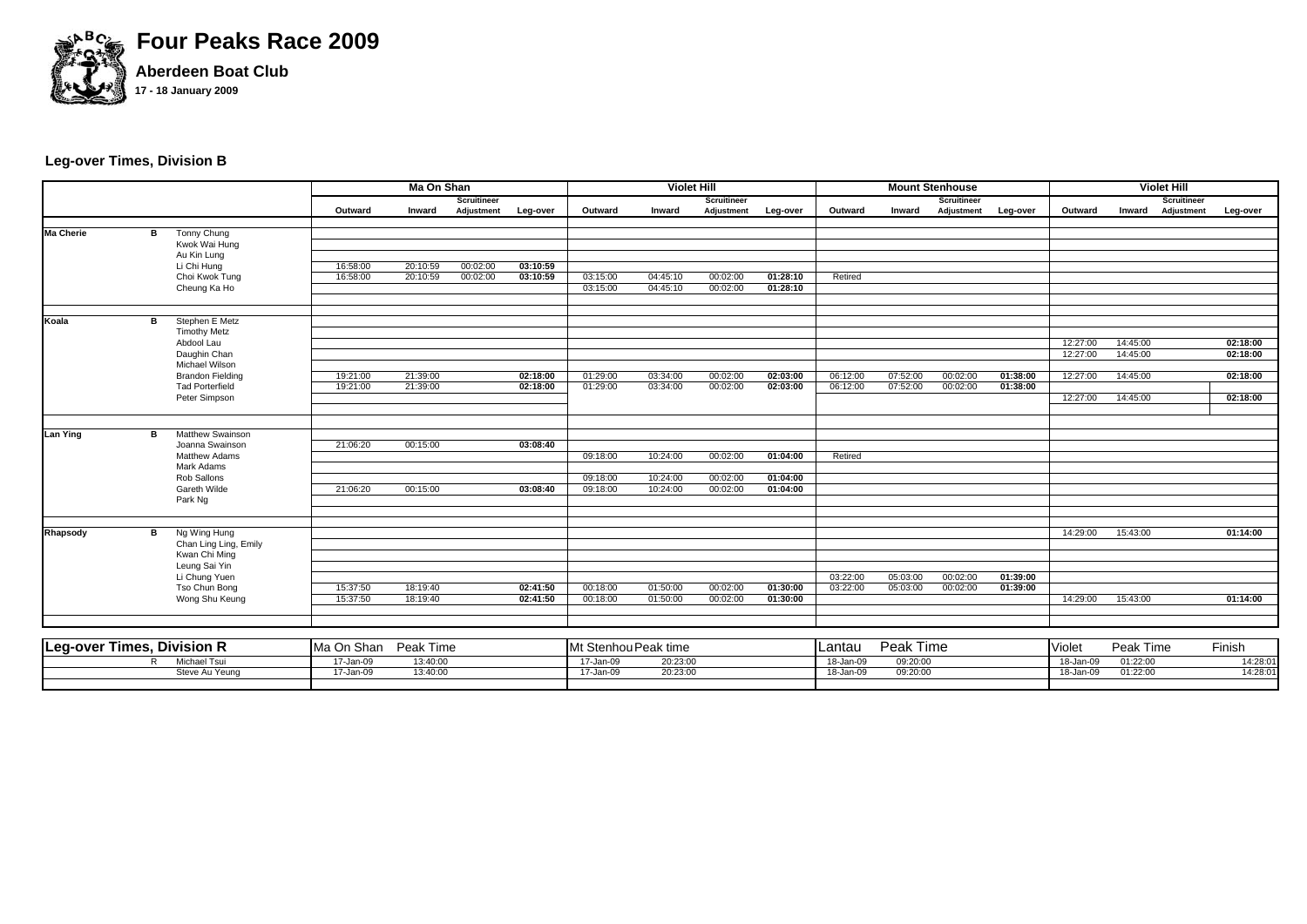# Four Peaks Race 2009

**Aberdeen Boat Club**

**17 - 18 January 2009**

### Leg-over Times, Division B

| | | | Ma On Shan | | | | Violet Hill | | | | Mount Stenhouse | | | | Violet Hill | | | |
|---|---|---|---|---|---|---|---|---|---|---|---|---|---|---|---|---|---|---|
| | | | Outward | Inward | Scruitineer Adjustment | Leg-over | Outward | Inward | Scruitineer Adjustment | Leg-over | Outward | Inward | Scruitineer Adjustment | Leg-over | Outward | Inward | Scruitineer Adjustment | Leg-over |
| **Ma Cherie** | **B** | Tonny Chung | | | | | | | | | | | | | | | | |
| | | Kwok Wai Hung | | | | | | | | | | | | | | | | |
| | | Au Kin Lung | | | | | | | | | | | | | | | | |
| | | Li Chi Hung | 16:58:00 | 20:10:59 | 00:02:00 | **03:10:59** | | | | | | | | | | | | |
| | | Choi Kwok Tung | 16:58:00 | 20:10:59 | 00:02:00 | **03:10:59** | 03:15:00 | 04:45:10 | 00:02:00 | **01:28:10** | Retired | | | | | | | |
| | | Cheung Ka Ho | | | | | 03:15:00 | 04:45:10 | 00:02:00 | **01:28:10** | | | | | | | | |
| **Koala** | **B** | Stephen E Metz | | | | | | | | | | | | | | | | |
| | | Timothy Metz | | | | | | | | | | | | | | | | |
| | | Abdool Lau | | | | | | | | | | | | | 12:27:00 | 14:45:00 | | **02:18:00** |
| | | Daughin Chan | | | | | | | | | | | | | 12:27:00 | 14:45:00 | | **02:18:00** |
| | | Michael Wilson | | | | | | | | | | | | | | | | |
| | | Brandon Fielding | 19:21:00 | 21:39:00 | | **02:18:00** | 01:29:00 | 03:34:00 | 00:02:00 | **02:03:00** | 06:12:00 | 07:52:00 | 00:02:00 | **01:38:00** | 12:27:00 | 14:45:00 | | **02:18:00** |
| | | Tad Porterfield | 19:21:00 | 21:39:00 | | **02:18:00** | 01:29:00 | 03:34:00 | 00:02:00 | **02:03:00** | 06:12:00 | 07:52:00 | 00:02:00 | **01:38:00** | | | | |
| | | Peter Simpson | | | | | | | | | | | | | 12:27:00 | 14:45:00 | | **02:18:00** |
| **Lan Ying** | **B** | Matthew Swainson | | | | | | | | | | | | | | | | |
| | | Joanna Swainson | 21:06:20 | 00:15:00 | | **03:08:40** | | | | | | | | | | | | |
| | | Matthew Adams | | | | | 09:18:00 | 10:24:00 | 00:02:00 | **01:04:00** | Retired | | | | | | | |
| | | Mark Adams | | | | | | | | | | | | | | | | |
| | | Rob Sallons | | | | | 09:18:00 | 10:24:00 | 00:02:00 | **01:04:00** | | | | | | | | |
| | | Gareth Wilde | 21:06:20 | 00:15:00 | | **03:08:40** | 09:18:00 | 10:24:00 | 00:02:00 | **01:04:00** | | | | | | | | |
| | | Park Ng | | | | | | | | | | | | | | | | |
| **Rhapsody** | **B** | Ng Wing Hung | | | | | | | | | | | | | 14:29:00 | 15:43:00 | | **01:14:00** |
| | | Chan Ling Ling, Emily | | | | | | | | | | | | | | | | |
| | | Kwan Chi Ming | | | | | | | | | | | | | | | | |
| | | Leung Sai Yin | | | | | | | | | | | | | | | | |
| | | Li Chung Yuen | | | | | | | | | 03:22:00 | 05:03:00 | 00:02:00 | **01:39:00** | | | | |
| | | Tso Chun Bong | 15:37:50 | 18:19:40 | | **02:41:50** | 00:18:00 | 01:50:00 | 00:02:00 | **01:30:00** | 03:22:00 | 05:03:00 | 00:02:00 | **01:39:00** | | | | |
| | | Wong Shu Keung | 15:37:50 | 18:19:40 | | **02:41:50** | 00:18:00 | 01:50:00 | 00:02:00 | **01:30:00** | | | | | 14:29:00 | 15:43:00 | | **01:14:00** |

| **Leg-over Times, Division R** | | Ma On Shan | Peak Time | Mt Stenhou | Peak time | Lantau | Peak Time | Violet | Peak Time | Finish |
|---|---|---|---|---|---|---|---|---|---|---|
| R | Michael Tsui | 17-Jan-09 | 13:40:00 | 17-Jan-09 | 20:23:00 | 18-Jan-09 | 09:20:00 | 18-Jan-09 | 01:22:00 | 14:28:01 |
| | Steve Au Yeung | 17-Jan-09 | 13:40:00 | 17-Jan-09 | 20:23:00 | 18-Jan-09 | 09:20:00 | 18-Jan-09 | 01:22:00 | 14:28:01 |